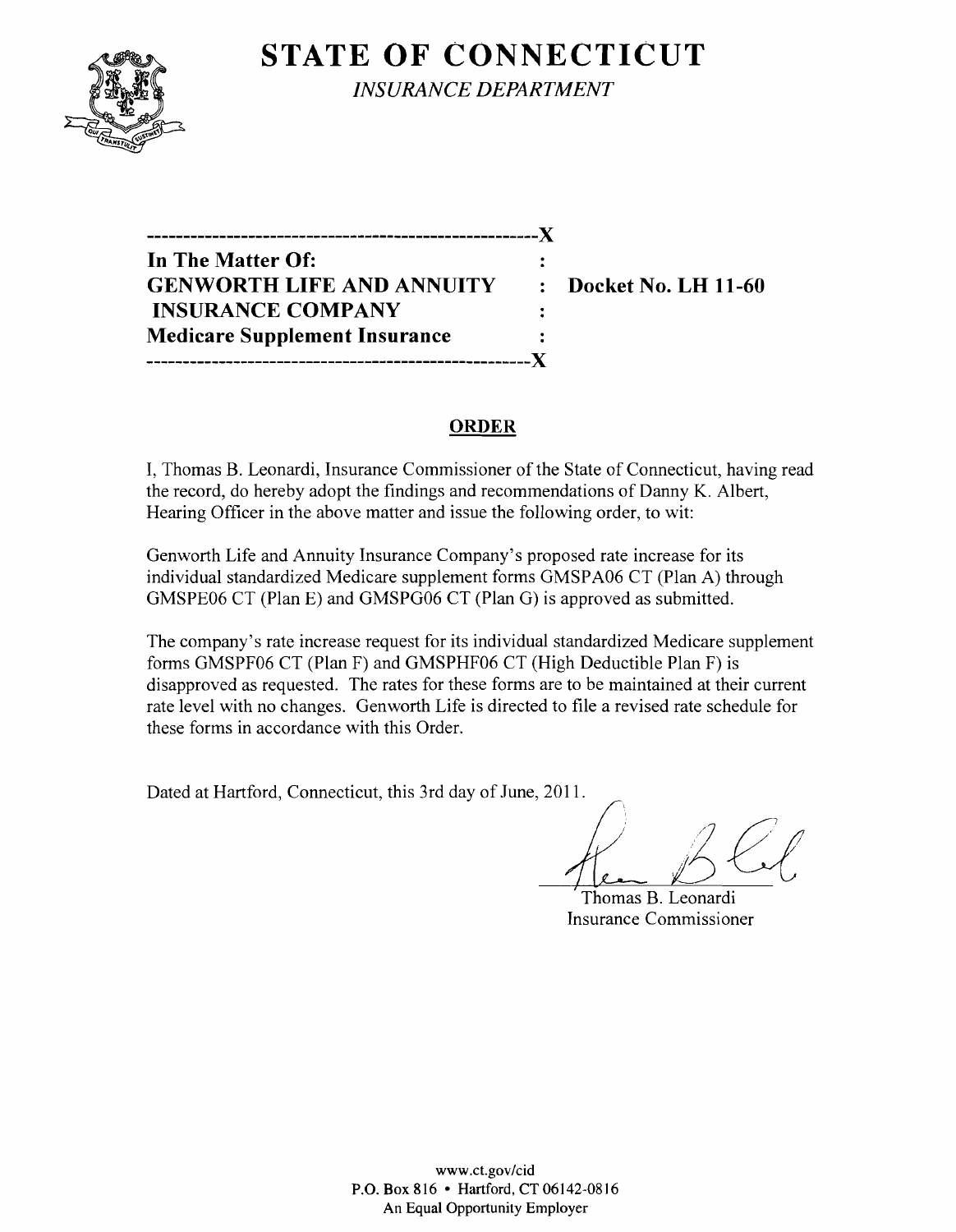# STATE OF CONNECTICUT

*INSURANCE DEPARTMENT*

| | | |
|---|---|---|
| **In The Matter Of:** | : | |
| **GENWORTH LIFE AND ANNUITY** | : | **Docket No. LH 11-60** |
| **INSURANCE COMPANY** | : | |
| **Medicare Supplement Insurance** | : | |

## ORDER

I, Thomas B. Leonardi, Insurance Commissioner of the State of Connecticut, having read the record, do hereby adopt the findings and recommendations of Danny K. Albert, Hearing Officer in the above matter and issue the following order, to wit:

Genworth Life and Annuity Insurance Company's proposed rate increase for its individual standardized Medicare supplement forms GMSPA06 CT (Plan A) through GMSPE06 CT (Plan E) and GMSPG06 CT (Plan G) is approved as submitted.

The company's rate increase request for its individual standardized Medicare supplement forms GMSPF06 CT (Plan F) and GMSPHF06 CT (High Deductible Plan F) is disapproved as requested. The rates for these forms are to be maintained at their current rate level with no changes. Genworth Life is directed to file a revised rate schedule for these forms in accordance with this Order.

Dated at Hartford, Connecticut, this 3rd day of June, 2011.

Thomas B. Leonardi
Insurance Commissioner

www.ct.gov/cid
P.O. Box 816 • Hartford, CT 06142-0816
An Equal Opportunity Employer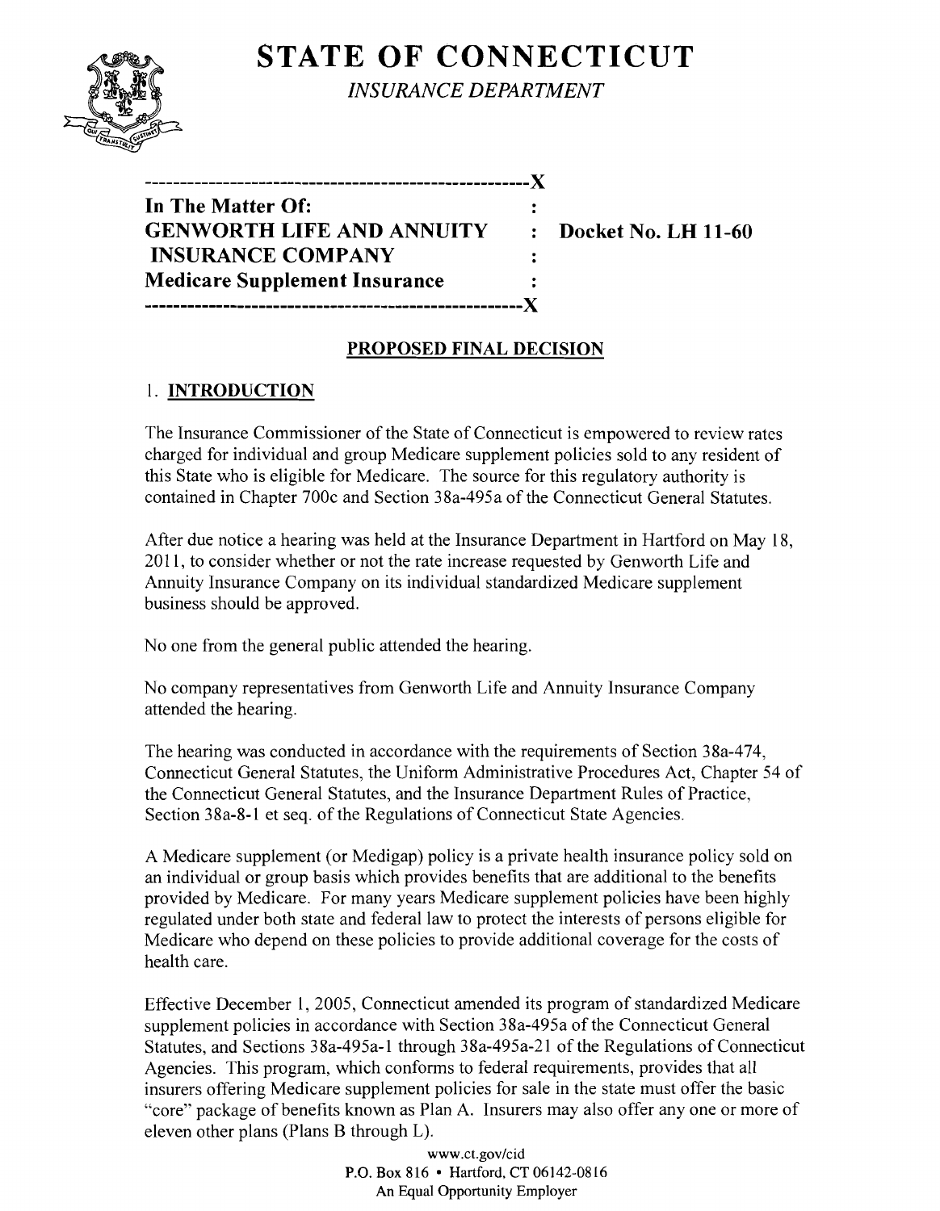# STATE OF CONNECTICUT

*INSURANCE DEPARTMENT*

```
------------------------------------------------------X
In The Matter Of:                                    :
GENWORTH LIFE AND ANNUITY                            :   Docket No. LH 11-60
 INSURANCE COMPANY                                   :
Medicare Supplement Insurance                        :
------------------------------------------------------X
```

**In The Matter Of:**
**GENWORTH LIFE AND ANNUITY INSURANCE COMPANY**
**Medicare Supplement Insurance**

**Docket No. LH 11-60**

## PROPOSED FINAL DECISION

### 1. INTRODUCTION

The Insurance Commissioner of the State of Connecticut is empowered to review rates charged for individual and group Medicare supplement policies sold to any resident of this State who is eligible for Medicare. The source for this regulatory authority is contained in Chapter 700c and Section 38a-495a of the Connecticut General Statutes.

After due notice a hearing was held at the Insurance Department in Hartford on May 18, 2011, to consider whether or not the rate increase requested by Genworth Life and Annuity Insurance Company on its individual standardized Medicare supplement business should be approved.

No one from the general public attended the hearing.

No company representatives from Genworth Life and Annuity Insurance Company attended the hearing.

The hearing was conducted in accordance with the requirements of Section 38a-474, Connecticut General Statutes, the Uniform Administrative Procedures Act, Chapter 54 of the Connecticut General Statutes, and the Insurance Department Rules of Practice, Section 38a-8-1 et seq. of the Regulations of Connecticut State Agencies.

A Medicare supplement (or Medigap) policy is a private health insurance policy sold on an individual or group basis which provides benefits that are additional to the benefits provided by Medicare. For many years Medicare supplement policies have been highly regulated under both state and federal law to protect the interests of persons eligible for Medicare who depend on these policies to provide additional coverage for the costs of health care.

Effective December 1, 2005, Connecticut amended its program of standardized Medicare supplement policies in accordance with Section 38a-495a of the Connecticut General Statutes, and Sections 38a-495a-1 through 38a-495a-21 of the Regulations of Connecticut Agencies. This program, which conforms to federal requirements, provides that all insurers offering Medicare supplement policies for sale in the state must offer the basic "core" package of benefits known as Plan A. Insurers may also offer any one or more of eleven other plans (Plans B through L).

www.ct.gov/cid
P.O. Box 816 • Hartford, CT 06142-0816
An Equal Opportunity Employer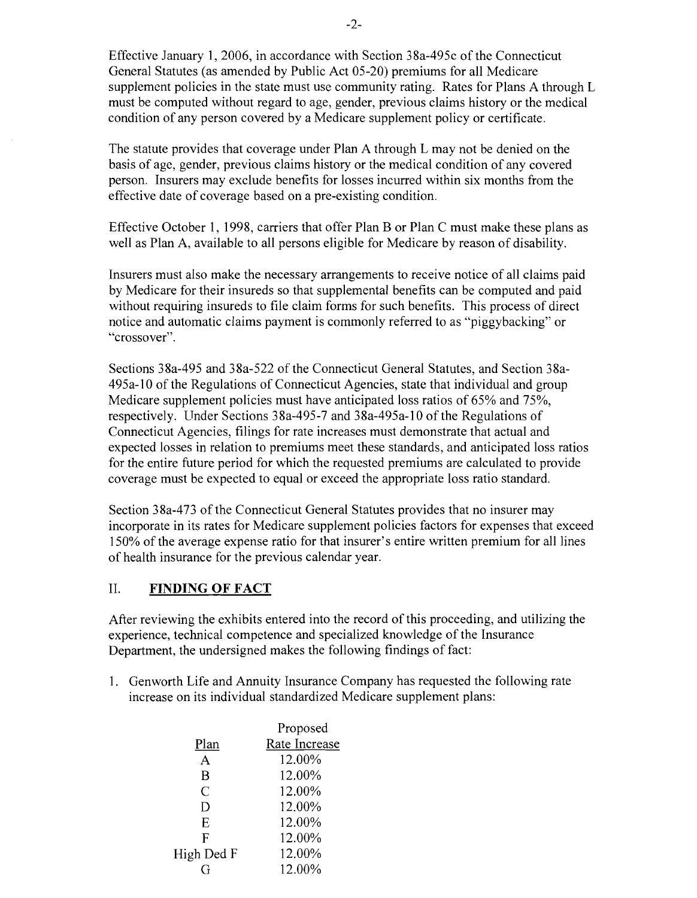Effective January 1, 2006, in accordance with Section 38a-495c of the Connecticut General Statutes (as amended by Public Act 05-20) premiums for all Medicare supplement policies in the state must use community rating. Rates for Plans A through L must be computed without regard to age, gender, previous claims history or the medical condition of any person covered by a Medicare supplement policy or certificate.

The statute provides that coverage under Plan A through L may not be denied on the basis of age, gender, previous claims history or the medical condition of any covered person. Insurers may exclude benefits for losses incurred within six months from the effective date of coverage based on a pre-existing condition.

Effective October 1, 1998, carriers that offer Plan B or Plan C must make these plans as well as Plan A, available to all persons eligible for Medicare by reason of disability.

Insurers must also make the necessary arrangements to receive notice of all claims paid by Medicare for their insureds so that supplemental benefits can be computed and paid without requiring insureds to file claim forms for such benefits. This process of direct notice and automatic claims payment is commonly referred to as "piggybacking" or "crossover".

Sections 38a-495 and 38a-522 of the Connecticut General Statutes, and Section 38a-495a-10 of the Regulations of Connecticut Agencies, state that individual and group Medicare supplement policies must have anticipated loss ratios of 65% and 75%, respectively. Under Sections 38a-495-7 and 38a-495a-10 of the Regulations of Connecticut Agencies, filings for rate increases must demonstrate that actual and expected losses in relation to premiums meet these standards, and anticipated loss ratios for the entire future period for which the requested premiums are calculated to provide coverage must be expected to equal or exceed the appropriate loss ratio standard.

Section 38a-473 of the Connecticut General Statutes provides that no insurer may incorporate in its rates for Medicare supplement policies factors for expenses that exceed 150% of the average expense ratio for that insurer's entire written premium for all lines of health insurance for the previous calendar year.

## II. FINDING OF FACT

After reviewing the exhibits entered into the record of this proceeding, and utilizing the experience, technical competence and specialized knowledge of the Insurance Department, the undersigned makes the following findings of fact:

1. Genworth Life and Annuity Insurance Company has requested the following rate increase on its individual standardized Medicare supplement plans:

| Plan | Proposed Rate Increase |
|---|---|
| A | 12.00% |
| B | 12.00% |
| C | 12.00% |
| D | 12.00% |
| E | 12.00% |
| F | 12.00% |
| High Ded F | 12.00% |
| G | 12.00% |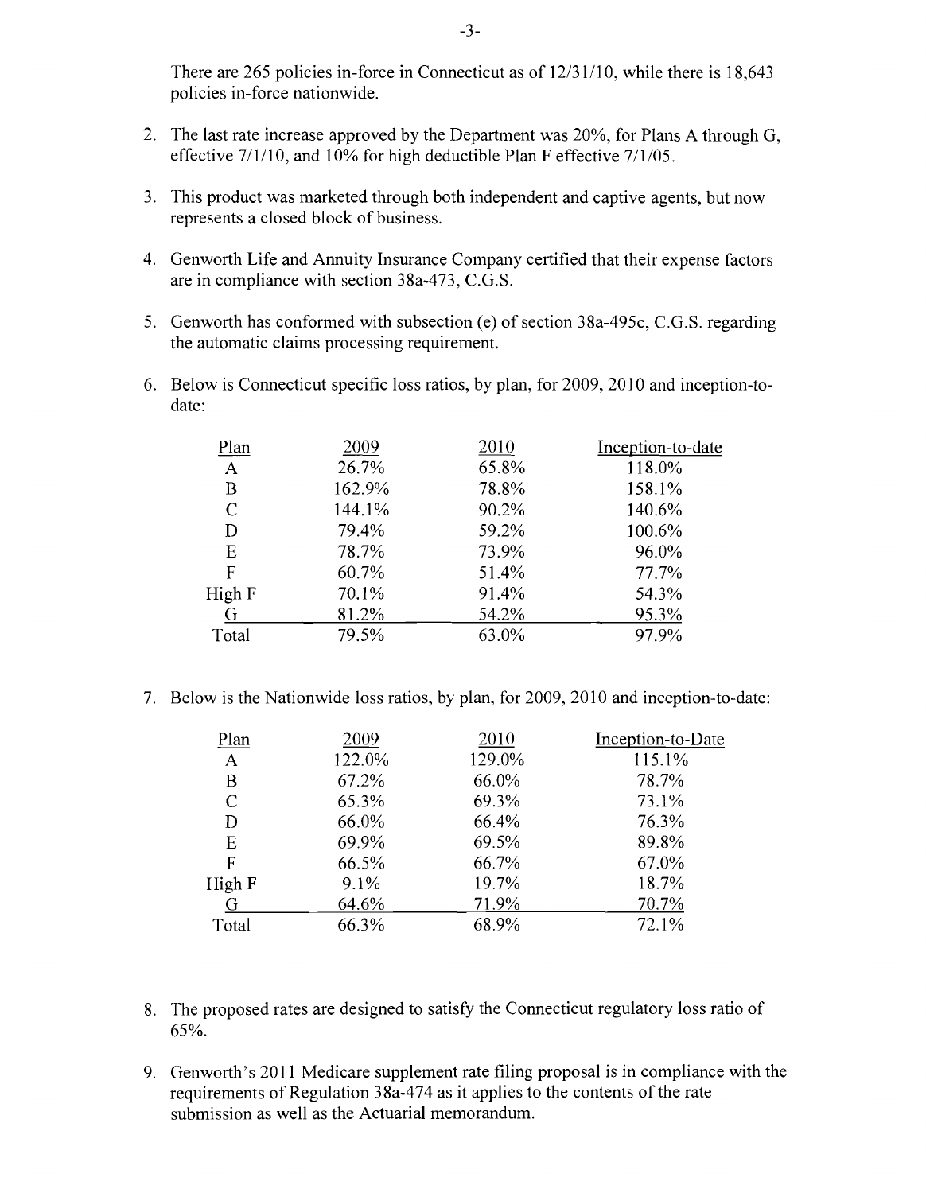There are 265 policies in-force in Connecticut as of 12/31/10, while there is 18,643 policies in-force nationwide.

2. The last rate increase approved by the Department was 20%, for Plans A through G, effective 7/1/10, and 10% for high deductible Plan F effective 7/1/05.

3. This product was marketed through both independent and captive agents, but now represents a closed block of business.

4. Genworth Life and Annuity Insurance Company certified that their expense factors are in compliance with section 38a-473, C.G.S.

5. Genworth has conformed with subsection (e) of section 38a-495c, C.G.S. regarding the automatic claims processing requirement.

6. Below is Connecticut specific loss ratios, by plan, for 2009, 2010 and inception-to-date:

| Plan | 2009 | 2010 | Inception-to-date |
|---|---|---|---|
| A | 26.7% | 65.8% | 118.0% |
| B | 162.9% | 78.8% | 158.1% |
| C | 144.1% | 90.2% | 140.6% |
| D | 79.4% | 59.2% | 100.6% |
| E | 78.7% | 73.9% | 96.0% |
| F | 60.7% | 51.4% | 77.7% |
| High F | 70.1% | 91.4% | 54.3% |
| G | 81.2% | 54.2% | 95.3% |
| Total | 79.5% | 63.0% | 97.9% |

7. Below is the Nationwide loss ratios, by plan, for 2009, 2010 and inception-to-date:

| Plan | 2009 | 2010 | Inception-to-Date |
|---|---|---|---|
| A | 122.0% | 129.0% | 115.1% |
| B | 67.2% | 66.0% | 78.7% |
| C | 65.3% | 69.3% | 73.1% |
| D | 66.0% | 66.4% | 76.3% |
| E | 69.9% | 69.5% | 89.8% |
| F | 66.5% | 66.7% | 67.0% |
| High F | 9.1% | 19.7% | 18.7% |
| G | 64.6% | 71.9% | 70.7% |
| Total | 66.3% | 68.9% | 72.1% |

8. The proposed rates are designed to satisfy the Connecticut regulatory loss ratio of 65%.

9. Genworth's 2011 Medicare supplement rate filing proposal is in compliance with the requirements of Regulation 38a-474 as it applies to the contents of the rate submission as well as the Actuarial memorandum.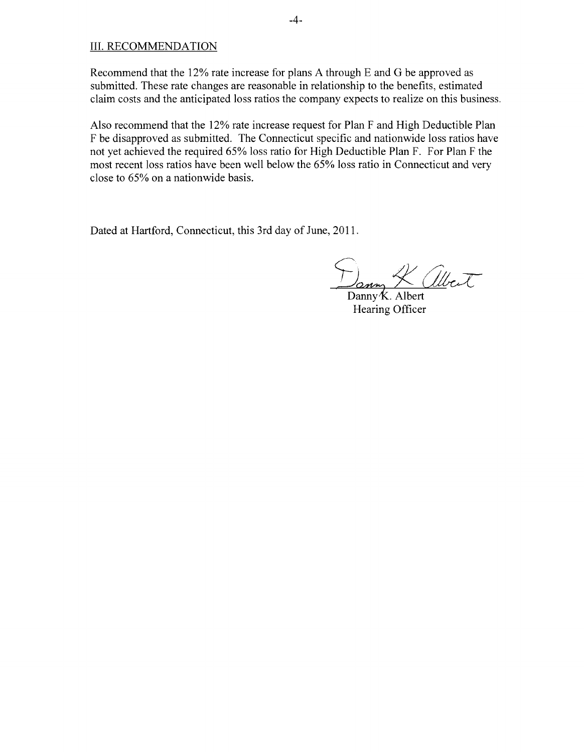## III. RECOMMENDATION

Recommend that the 12% rate increase for plans A through E and G be approved as submitted. These rate changes are reasonable in relationship to the benefits, estimated claim costs and the anticipated loss ratios the company expects to realize on this business.

Also recommend that the 12% rate increase request for Plan F and High Deductible Plan F be disapproved as submitted. The Connecticut specific and nationwide loss ratios have not yet achieved the required 65% loss ratio for High Deductible Plan F. For Plan F the most recent loss ratios have been well below the 65% loss ratio in Connecticut and very close to 65% on a nationwide basis.

Dated at Hartford, Connecticut, this 3rd day of June, 2011.

Danny K. Albert
Hearing Officer